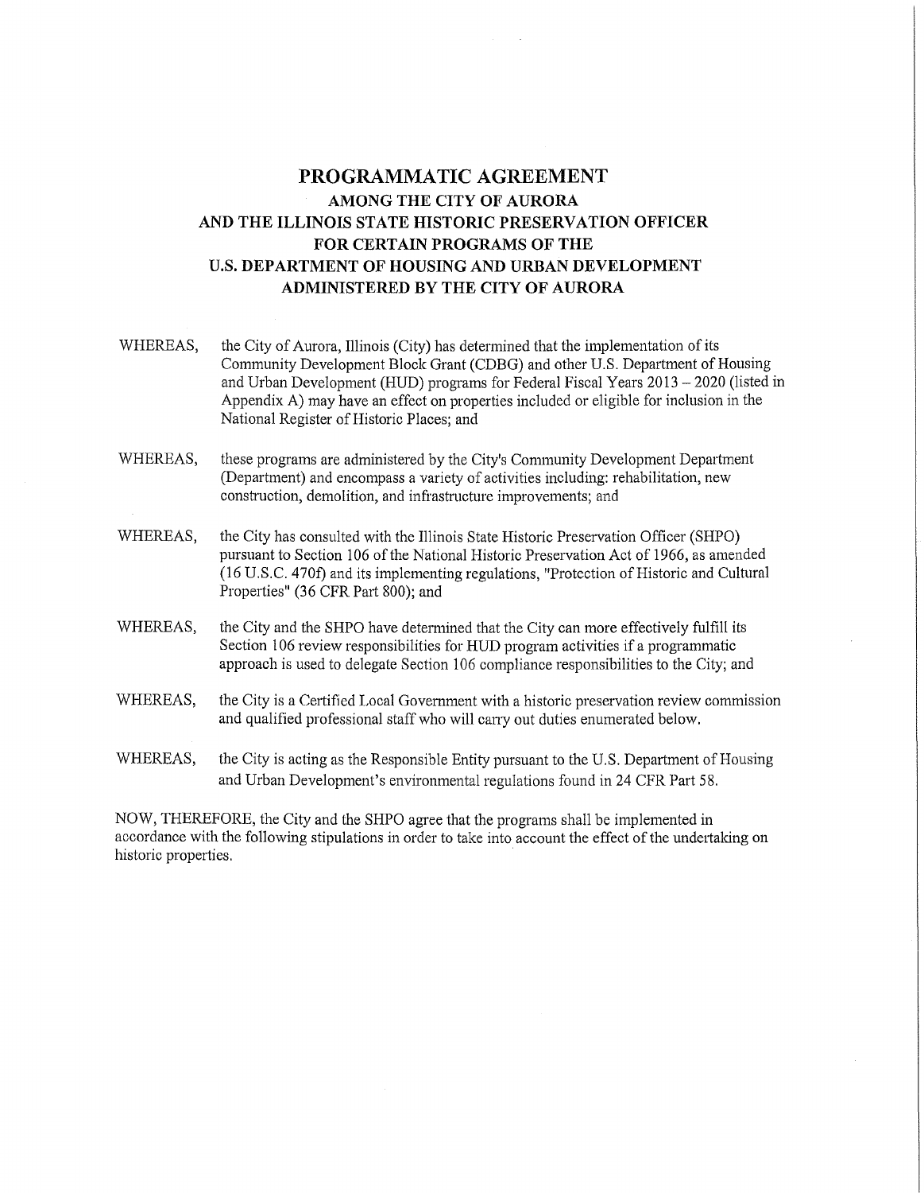# PROGRAMMATIC AGREEMENT
## AMONG THE CITY OF AURORA AND THE ILLINOIS STATE HISTORIC PRESERVATION OFFICER FOR CERTAIN PROGRAMS OF THE U.S. DEPARTMENT OF HOUSING AND URBAN DEVELOPMENT ADMINISTERED BY THE CITY OF AURORA

WHEREAS, the City of Aurora, Illinois (City) has determined that the implementation of its Community Development Block Grant (CDBG) and other U.S. Department of Housing and Urban Development (HUD) programs for Federal Fiscal Years 2013 – 2020 (listed in Appendix A) may have an effect on properties included or eligible for inclusion in the National Register of Historic Places; and

WHEREAS, these programs are administered by the City's Community Development Department (Department) and encompass a variety of activities including: rehabilitation, new construction, demolition, and infrastructure improvements; and

WHEREAS, the City has consulted with the Illinois State Historic Preservation Officer (SHPO) pursuant to Section 106 of the National Historic Preservation Act of 1966, as amended (16 U.S.C. 470f) and its implementing regulations, "Protection of Historic and Cultural Properties" (36 CFR Part 800); and

WHEREAS, the City and the SHPO have determined that the City can more effectively fulfill its Section 106 review responsibilities for HUD program activities if a programmatic approach is used to delegate Section 106 compliance responsibilities to the City; and

WHEREAS, the City is a Certified Local Government with a historic preservation review commission and qualified professional staff who will carry out duties enumerated below.

WHEREAS, the City is acting as the Responsible Entity pursuant to the U.S. Department of Housing and Urban Development's environmental regulations found in 24 CFR Part 58.

NOW, THEREFORE, the City and the SHPO agree that the programs shall be implemented in accordance with the following stipulations in order to take into account the effect of the undertaking on historic properties.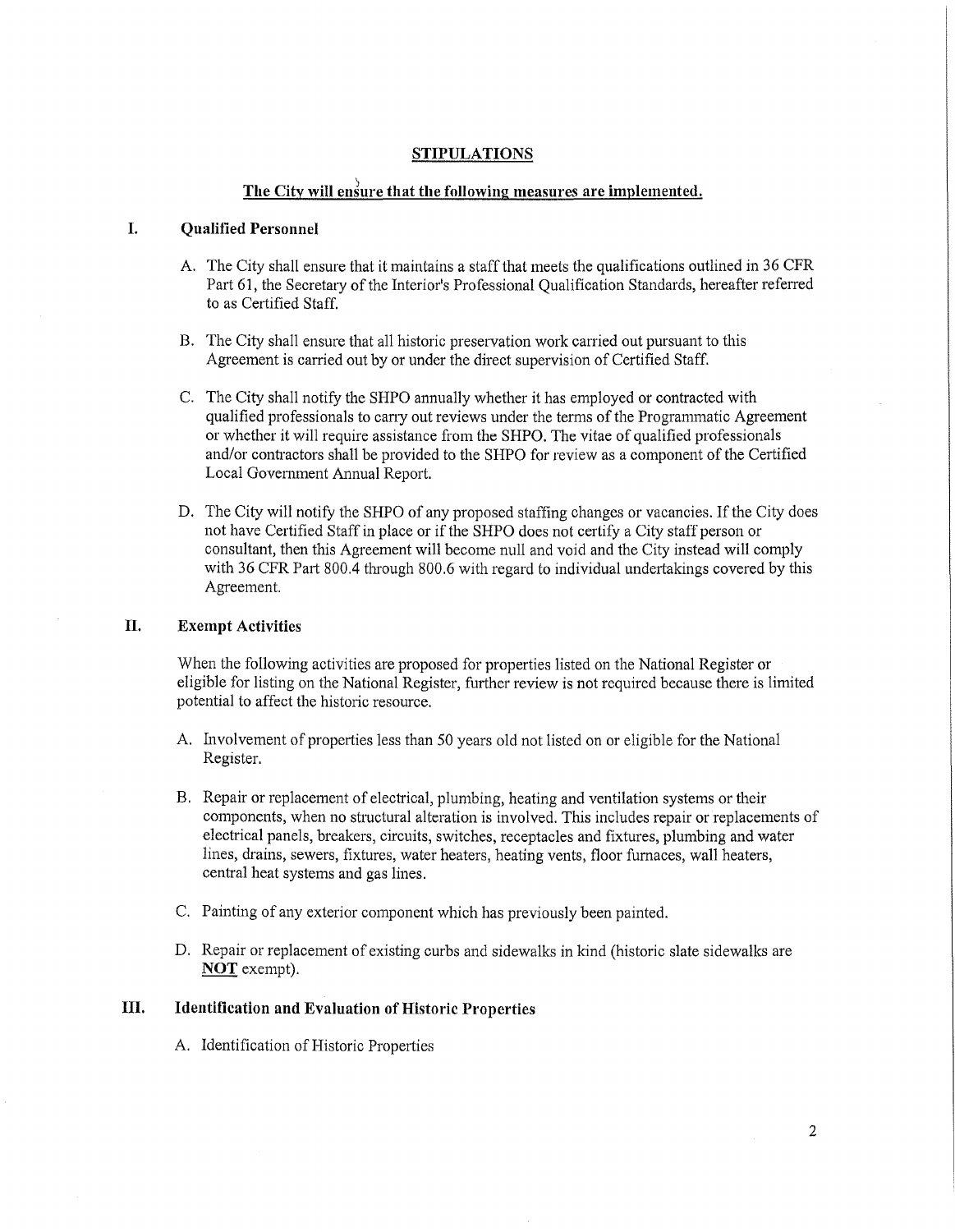## STIPULATIONS

**The City will ensure that the following measures are implemented.**

### I. Qualified Personnel

A. The City shall ensure that it maintains a staff that meets the qualifications outlined in 36 CFR Part 61, the Secretary of the Interior's Professional Qualification Standards, hereafter referred to as Certified Staff.

B. The City shall ensure that all historic preservation work carried out pursuant to this Agreement is carried out by or under the direct supervision of Certified Staff.

C. The City shall notify the SHPO annually whether it has employed or contracted with qualified professionals to carry out reviews under the terms of the Programmatic Agreement or whether it will require assistance from the SHPO. The vitae of qualified professionals and/or contractors shall be provided to the SHPO for review as a component of the Certified Local Government Annual Report.

D. The City will notify the SHPO of any proposed staffing changes or vacancies. If the City does not have Certified Staff in place or if the SHPO does not certify a City staff person or consultant, then this Agreement will become null and void and the City instead will comply with 36 CFR Part 800.4 through 800.6 with regard to individual undertakings covered by this Agreement.

### II. Exempt Activities

When the following activities are proposed for properties listed on the National Register or eligible for listing on the National Register, further review is not required because there is limited potential to affect the historic resource.

A. Involvement of properties less than 50 years old not listed on or eligible for the National Register.

B. Repair or replacement of electrical, plumbing, heating and ventilation systems or their components, when no structural alteration is involved. This includes repair or replacements of electrical panels, breakers, circuits, switches, receptacles and fixtures, plumbing and water lines, drains, sewers, fixtures, water heaters, heating vents, floor furnaces, wall heaters, central heat systems and gas lines.

C. Painting of any exterior component which has previously been painted.

D. Repair or replacement of existing curbs and sidewalks in kind (historic slate sidewalks are **NOT** exempt).

### III. Identification and Evaluation of Historic Properties

A. Identification of Historic Properties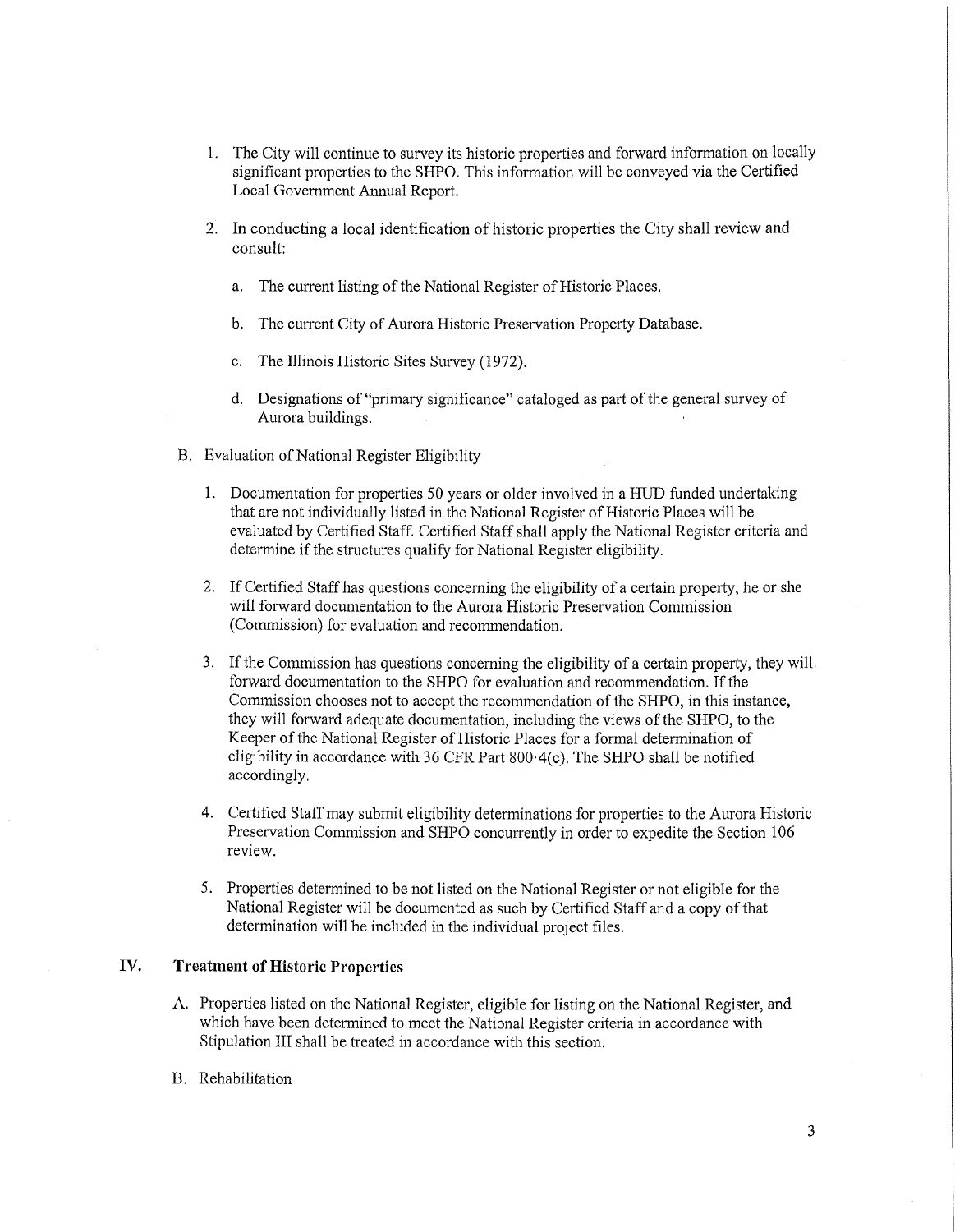1. The City will continue to survey its historic properties and forward information on locally significant properties to the SHPO. This information will be conveyed via the Certified Local Government Annual Report.

2. In conducting a local identification of historic properties the City shall review and consult:

   a. The current listing of the National Register of Historic Places.

   b. The current City of Aurora Historic Preservation Property Database.

   c. The Illinois Historic Sites Survey (1972).

   d. Designations of "primary significance" cataloged as part of the general survey of Aurora buildings.

B. Evaluation of National Register Eligibility

1. Documentation for properties 50 years or older involved in a HUD funded undertaking that are not individually listed in the National Register of Historic Places will be evaluated by Certified Staff. Certified Staff shall apply the National Register criteria and determine if the structures qualify for National Register eligibility.

2. If Certified Staff has questions concerning the eligibility of a certain property, he or she will forward documentation to the Aurora Historic Preservation Commission (Commission) for evaluation and recommendation.

3. If the Commission has questions concerning the eligibility of a certain property, they will forward documentation to the SHPO for evaluation and recommendation. If the Commission chooses not to accept the recommendation of the SHPO, in this instance, they will forward adequate documentation, including the views of the SHPO, to the Keeper of the National Register of Historic Places for a formal determination of eligibility in accordance with 36 CFR Part 800·4(c). The SHPO shall be notified accordingly.

4. Certified Staff may submit eligibility determinations for properties to the Aurora Historic Preservation Commission and SHPO concurrently in order to expedite the Section 106 review.

5. Properties determined to be not listed on the National Register or not eligible for the National Register will be documented as such by Certified Staff and a copy of that determination will be included in the individual project files.

## IV. Treatment of Historic Properties

A. Properties listed on the National Register, eligible for listing on the National Register, and which have been determined to meet the National Register criteria in accordance with Stipulation III shall be treated in accordance with this section.

B. Rehabilitation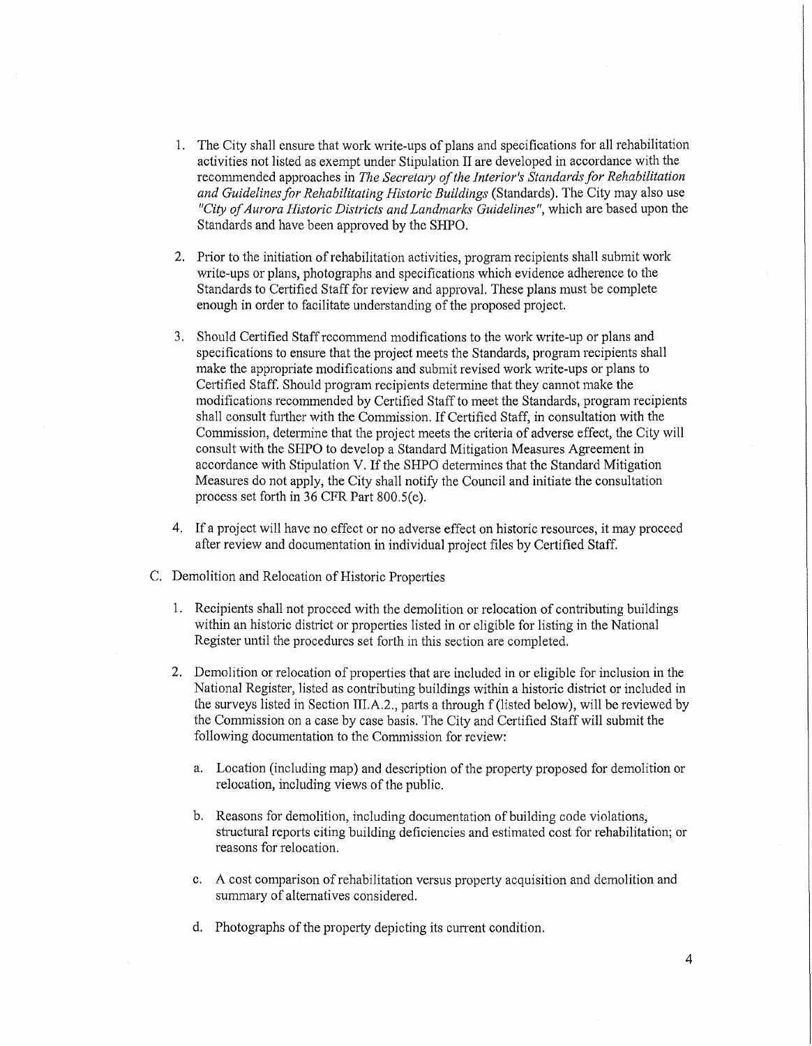1. The City shall ensure that work write-ups of plans and specifications for all rehabilitation activities not listed as exempt under Stipulation II are developed in accordance with the recommended approaches in *The Secretary of the Interior's Standards for Rehabilitation and Guidelines for Rehabilitating Historic Buildings* (Standards). The City may also use *"City of Aurora Historic Districts and Landmarks Guidelines"*, which are based upon the Standards and have been approved by the SHPO.

2. Prior to the initiation of rehabilitation activities, program recipients shall submit work write-ups or plans, photographs and specifications which evidence adherence to the Standards to Certified Staff for review and approval. These plans must be complete enough in order to facilitate understanding of the proposed project.

3. Should Certified Staff recommend modifications to the work write-up or plans and specifications to ensure that the project meets the Standards, program recipients shall make the appropriate modifications and submit revised work write-ups or plans to Certified Staff. Should program recipients determine that they cannot make the modifications recommended by Certified Staff to meet the Standards, program recipients shall consult further with the Commission. If Certified Staff, in consultation with the Commission, determine that the project meets the criteria of adverse effect, the City will consult with the SHPO to develop a Standard Mitigation Measures Agreement in accordance with Stipulation V. If the SHPO determines that the Standard Mitigation Measures do not apply, the City shall notify the Council and initiate the consultation process set forth in 36 CFR Part 800.5(e).

4. If a project will have no effect or no adverse effect on historic resources, it may proceed after review and documentation in individual project files by Certified Staff.

C. Demolition and Relocation of Historic Properties

1. Recipients shall not proceed with the demolition or relocation of contributing buildings within an historic district or properties listed in or eligible for listing in the National Register until the procedures set forth in this section are completed.

2. Demolition or relocation of properties that are included in or eligible for inclusion in the National Register, listed as contributing buildings within a historic district or included in the surveys listed in Section III.A.2., parts a through f (listed below), will be reviewed by the Commission on a case by case basis. The City and Certified Staff will submit the following documentation to the Commission for review:

   a. Location (including map) and description of the property proposed for demolition or relocation, including views of the public.

   b. Reasons for demolition, including documentation of building code violations, structural reports citing building deficiencies and estimated cost for rehabilitation; or reasons for relocation.

   c. A cost comparison of rehabilitation versus property acquisition and demolition and summary of alternatives considered.

   d. Photographs of the property depicting its current condition.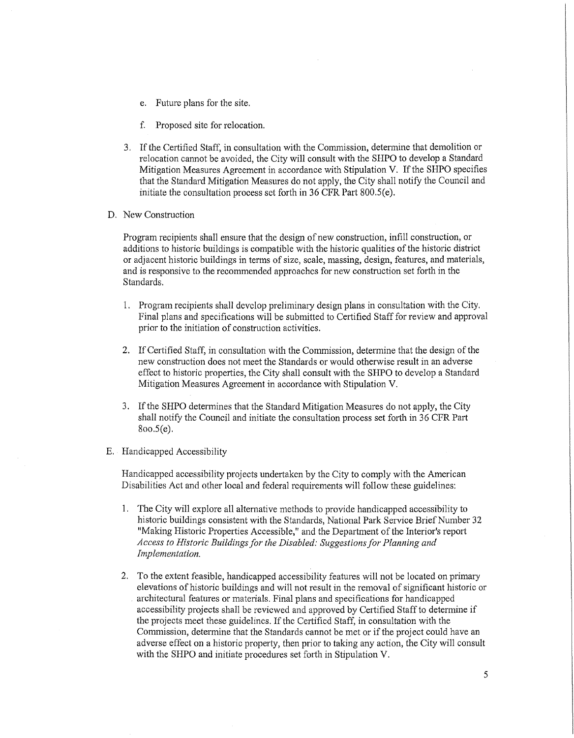e. Future plans for the site.

f. Proposed site for relocation.

3. If the Certified Staff, in consultation with the Commission, determine that demolition or relocation cannot be avoided, the City will consult with the SHPO to develop a Standard Mitigation Measures Agreement in accordance with Stipulation V. If the SHPO specifies that the Standard Mitigation Measures do not apply, the City shall notify the Council and initiate the consultation process set forth in 36 CFR Part 800.5(e).

D. New Construction

Program recipients shall ensure that the design of new construction, infill construction, or additions to historic buildings is compatible with the historic qualities of the historic district or adjacent historic buildings in terms of size, scale, massing, design, features, and materials, and is responsive to the recommended approaches for new construction set forth in the Standards.

1. Program recipients shall develop preliminary design plans in consultation with the City. Final plans and specifications will be submitted to Certified Staff for review and approval prior to the initiation of construction activities.

2. If Certified Staff, in consultation with the Commission, determine that the design of the new construction does not meet the Standards or would otherwise result in an adverse effect to historic properties, the City shall consult with the SHPO to develop a Standard Mitigation Measures Agreement in accordance with Stipulation V.

3. If the SHPO determines that the Standard Mitigation Measures do not apply, the City shall notify the Council and initiate the consultation process set forth in 36 CFR Part 800.5(e).

E. Handicapped Accessibility

Handicapped accessibility projects undertaken by the City to comply with the American Disabilities Act and other local and federal requirements will follow these guidelines:

1. The City will explore all alternative methods to provide handicapped accessibility to historic buildings consistent with the Standards, National Park Service Brief Number 32 "Making Historic Properties Accessible," and the Department of the Interior's report *Access to Historic Buildings for the Disabled: Suggestions for Planning and Implementation.*

2. To the extent feasible, handicapped accessibility features will not be located on primary elevations of historic buildings and will not result in the removal of significant historic or architectural features or materials. Final plans and specifications for handicapped accessibility projects shall be reviewed and approved by Certified Staff to determine if the projects meet these guidelines. If the Certified Staff, in consultation with the Commission, determine that the Standards cannot be met or if the project could have an adverse effect on a historic property, then prior to taking any action, the City will consult with the SHPO and initiate procedures set forth in Stipulation V.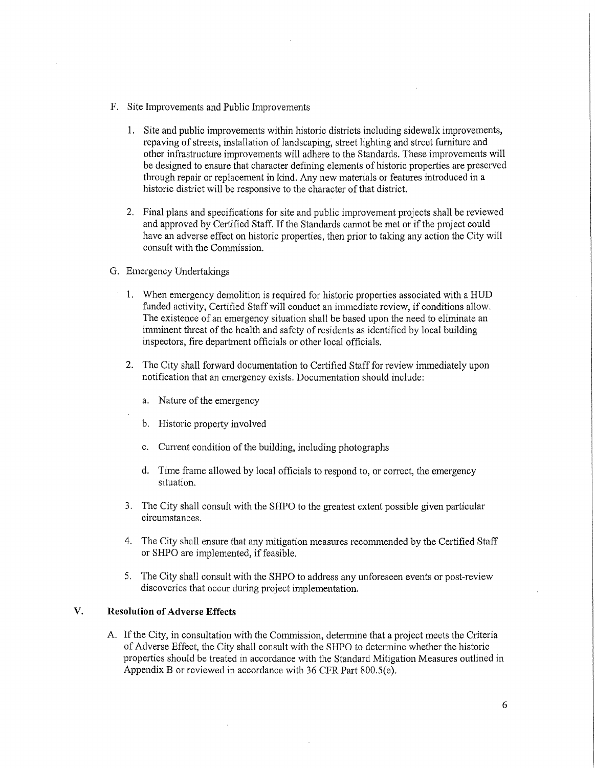F. Site Improvements and Public Improvements

1. Site and public improvements within historic districts including sidewalk improvements, repaving of streets, installation of landscaping, street lighting and street furniture and other infrastructure improvements will adhere to the Standards. These improvements will be designed to ensure that character defining elements of historic properties are preserved through repair or replacement in kind. Any new materials or features introduced in a historic district will be responsive to the character of that district.

2. Final plans and specifications for site and public improvement projects shall be reviewed and approved by Certified Staff. If the Standards cannot be met or if the project could have an adverse effect on historic properties, then prior to taking any action the City will consult with the Commission.

G. Emergency Undertakings

1. When emergency demolition is required for historic properties associated with a HUD funded activity, Certified Staff will conduct an immediate review, if conditions allow. The existence of an emergency situation shall be based upon the need to eliminate an imminent threat of the health and safety of residents as identified by local building inspectors, fire department officials or other local officials.

2. The City shall forward documentation to Certified Staff for review immediately upon notification that an emergency exists. Documentation should include:

   a. Nature of the emergency

   b. Historic property involved

   c. Current condition of the building, including photographs

   d. Time frame allowed by local officials to respond to, or correct, the emergency situation.

3. The City shall consult with the SHPO to the greatest extent possible given particular circumstances.

4. The City shall ensure that any mitigation measures recommended by the Certified Staff or SHPO are implemented, if feasible.

5. The City shall consult with the SHPO to address any unforeseen events or post-review discoveries that occur during project implementation.

## V. Resolution of Adverse Effects

A. If the City, in consultation with the Commission, determine that a project meets the Criteria of Adverse Effect, the City shall consult with the SHPO to determine whether the historic properties should be treated in accordance with the Standard Mitigation Measures outlined in Appendix B or reviewed in accordance with 36 CFR Part 800.5(e).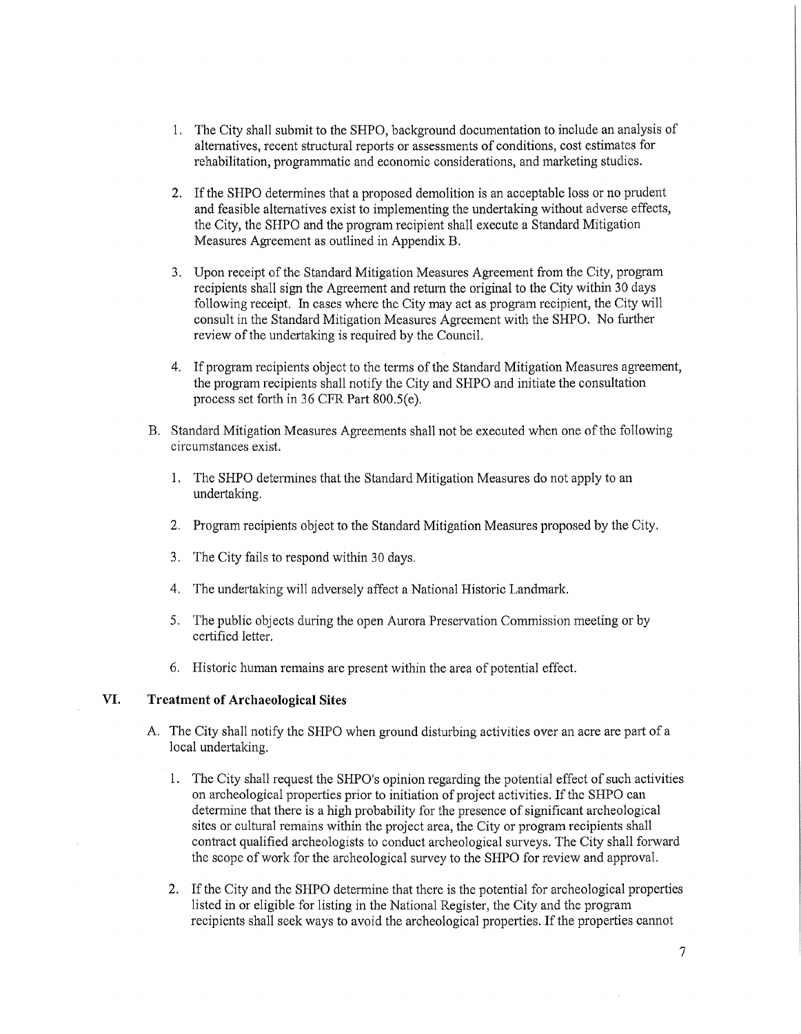1. The City shall submit to the SHPO, background documentation to include an analysis of alternatives, recent structural reports or assessments of conditions, cost estimates for rehabilitation, programmatic and economic considerations, and marketing studies.

2. If the SHPO determines that a proposed demolition is an acceptable loss or no prudent and feasible alternatives exist to implementing the undertaking without adverse effects, the City, the SHPO and the program recipient shall execute a Standard Mitigation Measures Agreement as outlined in Appendix B.

3. Upon receipt of the Standard Mitigation Measures Agreement from the City, program recipients shall sign the Agreement and return the original to the City within 30 days following receipt. In cases where the City may act as program recipient, the City will consult in the Standard Mitigation Measures Agreement with the SHPO. No further review of the undertaking is required by the Council.

4. If program recipients object to the terms of the Standard Mitigation Measures agreement, the program recipients shall notify the City and SHPO and initiate the consultation process set forth in 36 CFR Part 800.5(e).

B. Standard Mitigation Measures Agreements shall not be executed when one of the following circumstances exist.

   1. The SHPO determines that the Standard Mitigation Measures do not apply to an undertaking.

   2. Program recipients object to the Standard Mitigation Measures proposed by the City.

   3. The City fails to respond within 30 days.

   4. The undertaking will adversely affect a National Historic Landmark.

   5. The public objects during the open Aurora Preservation Commission meeting or by certified letter.

   6. Historic human remains are present within the area of potential effect.

## VI. Treatment of Archaeological Sites

A. The City shall notify the SHPO when ground disturbing activities over an acre are part of a local undertaking.

   1. The City shall request the SHPO's opinion regarding the potential effect of such activities on archeological properties prior to initiation of project activities. If the SHPO can determine that there is a high probability for the presence of significant archeological sites or cultural remains within the project area, the City or program recipients shall contract qualified archeologists to conduct archeological surveys. The City shall forward the scope of work for the archeological survey to the SHPO for review and approval.

   2. If the City and the SHPO determine that there is the potential for archeological properties listed in or eligible for listing in the National Register, the City and the program recipients shall seek ways to avoid the archeological properties. If the properties cannot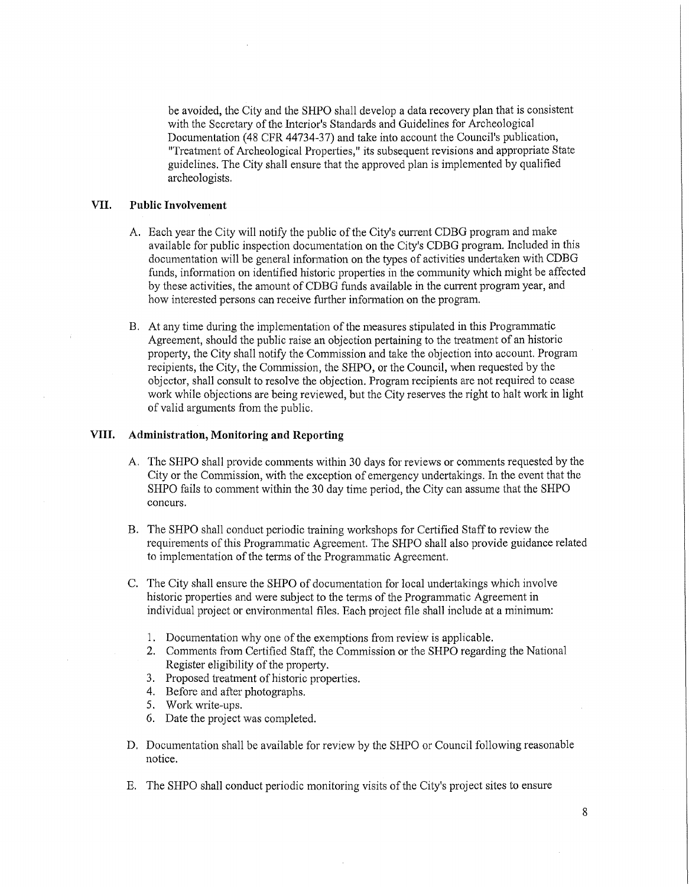be avoided, the City and the SHPO shall develop a data recovery plan that is consistent with the Secretary of the Interior's Standards and Guidelines for Archeological Documentation (48 CFR 44734-37) and take into account the Council's publication, "Treatment of Archeological Properties," its subsequent revisions and appropriate State guidelines. The City shall ensure that the approved plan is implemented by qualified archeologists.

## VII. Public Involvement

A. Each year the City will notify the public of the City's current CDBG program and make available for public inspection documentation on the City's CDBG program. Included in this documentation will be general information on the types of activities undertaken with CDBG funds, information on identified historic properties in the community which might be affected by these activities, the amount of CDBG funds available in the current program year, and how interested persons can receive further information on the program.

B. At any time during the implementation of the measures stipulated in this Programmatic Agreement, should the public raise an objection pertaining to the treatment of an historic property, the City shall notify the Commission and take the objection into account. Program recipients, the City, the Commission, the SHPO, or the Council, when requested by the objector, shall consult to resolve the objection. Program recipients are not required to cease work while objections are being reviewed, but the City reserves the right to halt work in light of valid arguments from the public.

## VIII. Administration, Monitoring and Reporting

A. The SHPO shall provide comments within 30 days for reviews or comments requested by the City or the Commission, with the exception of emergency undertakings. In the event that the SHPO fails to comment within the 30 day time period, the City can assume that the SHPO concurs.

B. The SHPO shall conduct periodic training workshops for Certified Staff to review the requirements of this Programmatic Agreement. The SHPO shall also provide guidance related to implementation of the terms of the Programmatic Agreement.

C. The City shall ensure the SHPO of documentation for local undertakings which involve historic properties and were subject to the terms of the Programmatic Agreement in individual project or environmental files. Each project file shall include at a minimum:

1. Documentation why one of the exemptions from review is applicable.
2. Comments from Certified Staff, the Commission or the SHPO regarding the National Register eligibility of the property.
3. Proposed treatment of historic properties.
4. Before and after photographs.
5. Work write-ups.
6. Date the project was completed.

D. Documentation shall be available for review by the SHPO or Council following reasonable notice.

E. The SHPO shall conduct periodic monitoring visits of the City's project sites to ensure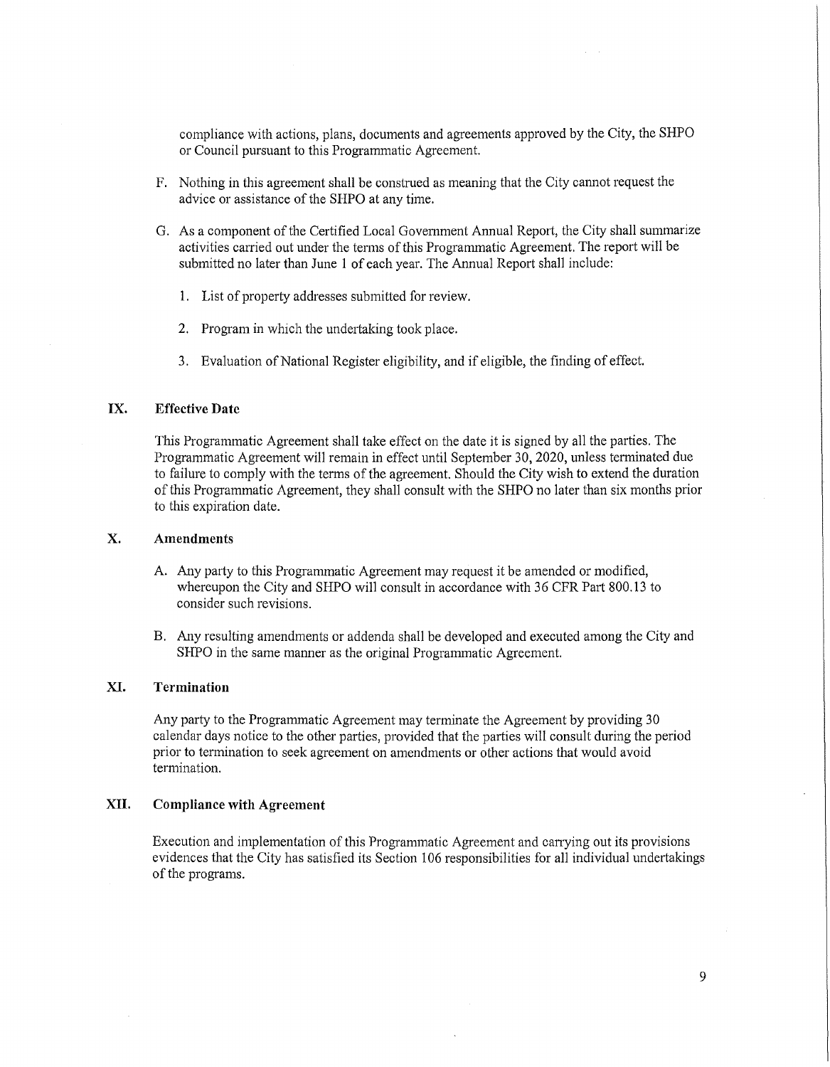compliance with actions, plans, documents and agreements approved by the City, the SHPO or Council pursuant to this Programmatic Agreement.

F. Nothing in this agreement shall be construed as meaning that the City cannot request the advice or assistance of the SHPO at any time.

G. As a component of the Certified Local Government Annual Report, the City shall summarize activities carried out under the terms of this Programmatic Agreement. The report will be submitted no later than June 1 of each year. The Annual Report shall include:

   1. List of property addresses submitted for review.

   2. Program in which the undertaking took place.

   3. Evaluation of National Register eligibility, and if eligible, the finding of effect.

## IX. Effective Date

This Programmatic Agreement shall take effect on the date it is signed by all the parties. The Programmatic Agreement will remain in effect until September 30, 2020, unless terminated due to failure to comply with the terms of the agreement. Should the City wish to extend the duration of this Programmatic Agreement, they shall consult with the SHPO no later than six months prior to this expiration date.

## X. Amendments

A. Any party to this Programmatic Agreement may request it be amended or modified, whereupon the City and SHPO will consult in accordance with 36 CFR Part 800.13 to consider such revisions.

B. Any resulting amendments or addenda shall be developed and executed among the City and SHPO in the same manner as the original Programmatic Agreement.

## XI. Termination

Any party to the Programmatic Agreement may terminate the Agreement by providing 30 calendar days notice to the other parties, provided that the parties will consult during the period prior to termination to seek agreement on amendments or other actions that would avoid termination.

## XII. Compliance with Agreement

Execution and implementation of this Programmatic Agreement and carrying out its provisions evidences that the City has satisfied its Section 106 responsibilities for all individual undertakings of the programs.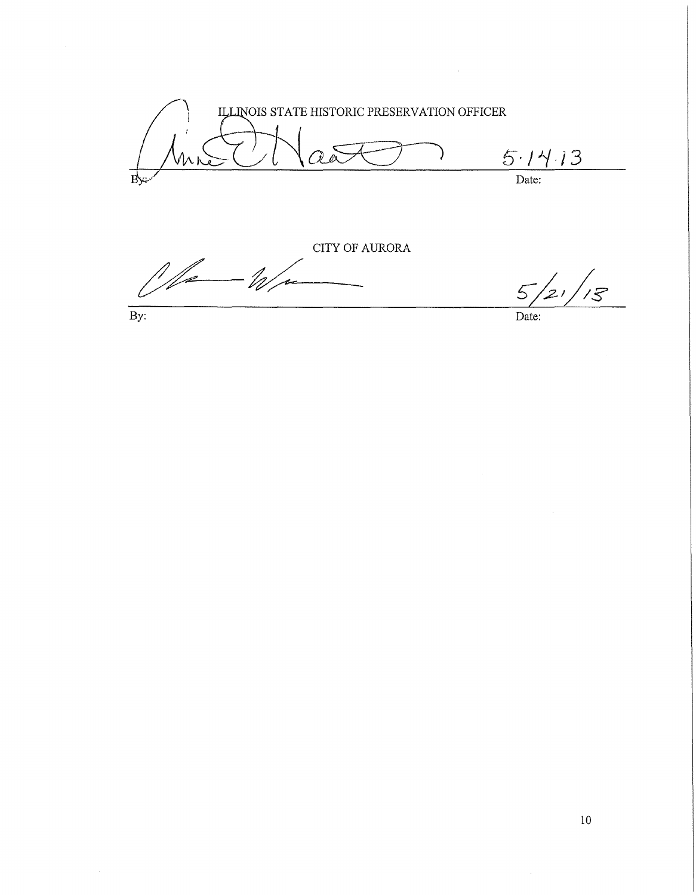ILLINOIS STATE HISTORIC PRESERVATION OFFICER

By: _______________________ Date: 5.14.13

CITY OF AURORA

By: _______________________ Date: 5/21/13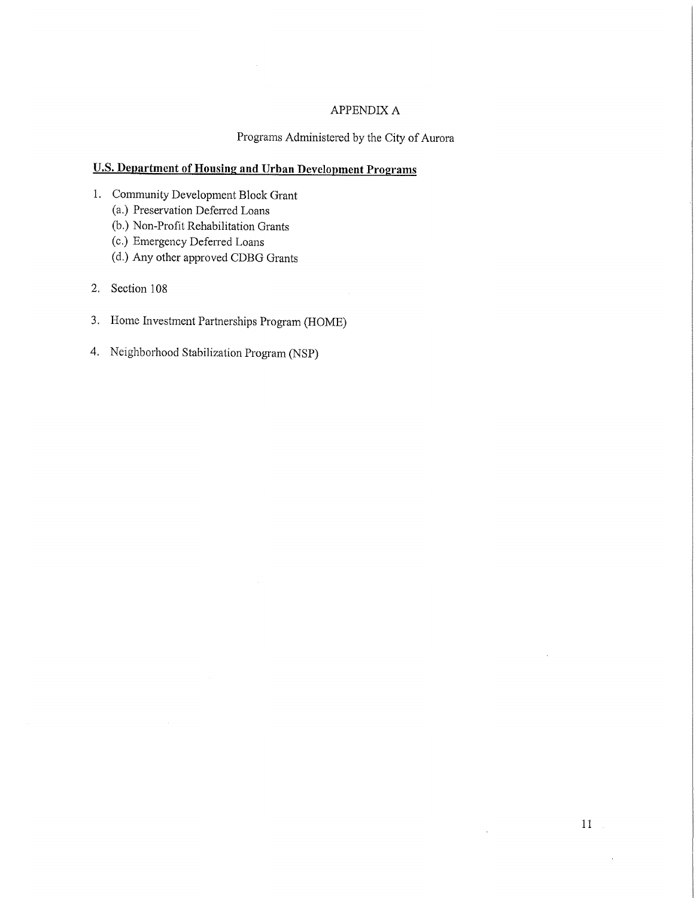# APPENDIX A

## Programs Administered by the City of Aurora

**U.S. Department of Housing and Urban Development Programs**

1. Community Development Block Grant
   - (a.) Preservation Deferred Loans
   - (b.) Non-Profit Rehabilitation Grants
   - (c.) Emergency Deferred Loans
   - (d.) Any other approved CDBG Grants
2. Section 108
3. Home Investment Partnerships Program (HOME)
4. Neighborhood Stabilization Program (NSP)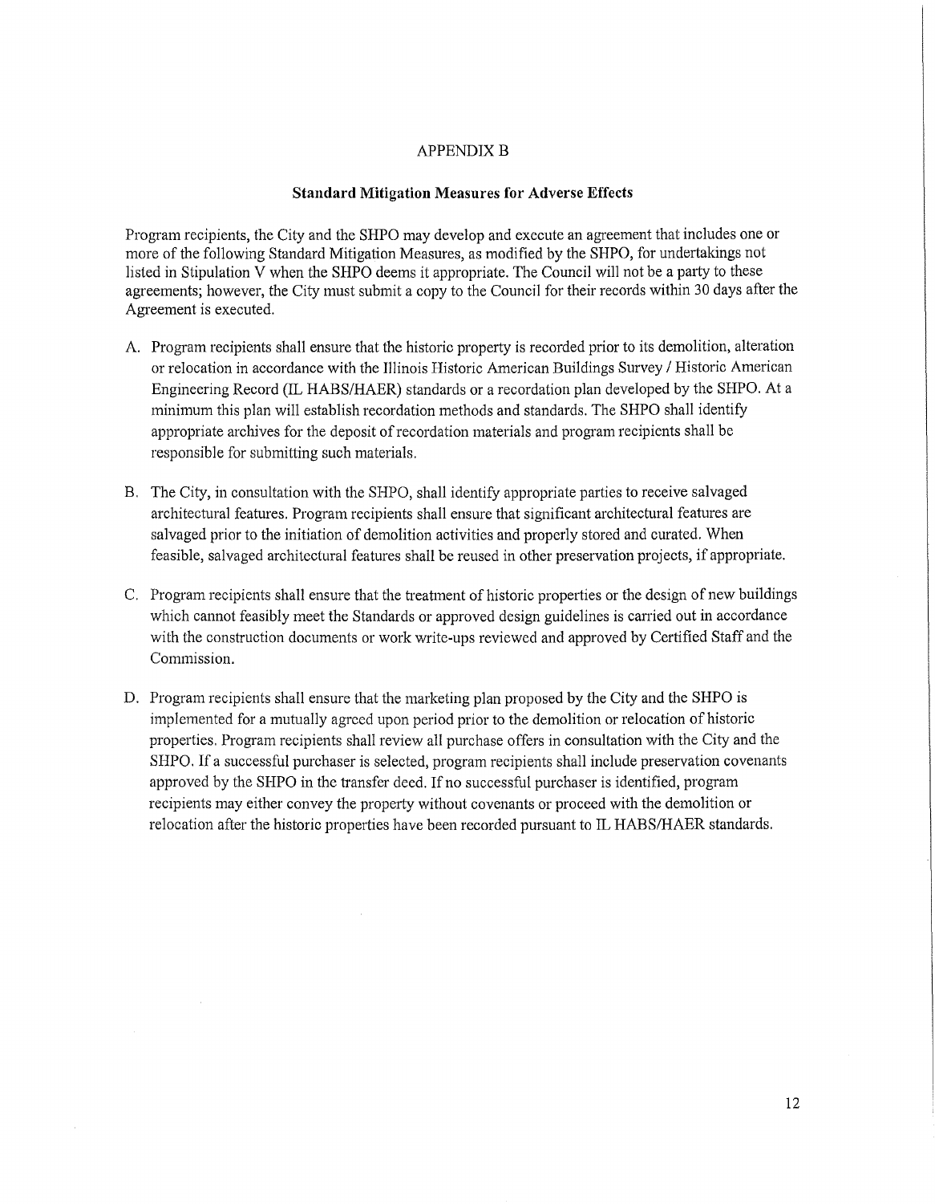## APPENDIX B

### Standard Mitigation Measures for Adverse Effects

Program recipients, the City and the SHPO may develop and execute an agreement that includes one or more of the following Standard Mitigation Measures, as modified by the SHPO, for undertakings not listed in Stipulation V when the SHPO deems it appropriate. The Council will not be a party to these agreements; however, the City must submit a copy to the Council for their records within 30 days after the Agreement is executed.

A. Program recipients shall ensure that the historic property is recorded prior to its demolition, alteration or relocation in accordance with the Illinois Historic American Buildings Survey / Historic American Engineering Record (IL HABS/HAER) standards or a recordation plan developed by the SHPO. At a minimum this plan will establish recordation methods and standards. The SHPO shall identify appropriate archives for the deposit of recordation materials and program recipients shall be responsible for submitting such materials.

B. The City, in consultation with the SHPO, shall identify appropriate parties to receive salvaged architectural features. Program recipients shall ensure that significant architectural features are salvaged prior to the initiation of demolition activities and properly stored and curated. When feasible, salvaged architectural features shall be reused in other preservation projects, if appropriate.

C. Program recipients shall ensure that the treatment of historic properties or the design of new buildings which cannot feasibly meet the Standards or approved design guidelines is carried out in accordance with the construction documents or work write-ups reviewed and approved by Certified Staff and the Commission.

D. Program recipients shall ensure that the marketing plan proposed by the City and the SHPO is implemented for a mutually agreed upon period prior to the demolition or relocation of historic properties. Program recipients shall review all purchase offers in consultation with the City and the SHPO. If a successful purchaser is selected, program recipients shall include preservation covenants approved by the SHPO in the transfer deed. If no successful purchaser is identified, program recipients may either convey the property without covenants or proceed with the demolition or relocation after the historic properties have been recorded pursuant to IL HABS/HAER standards.